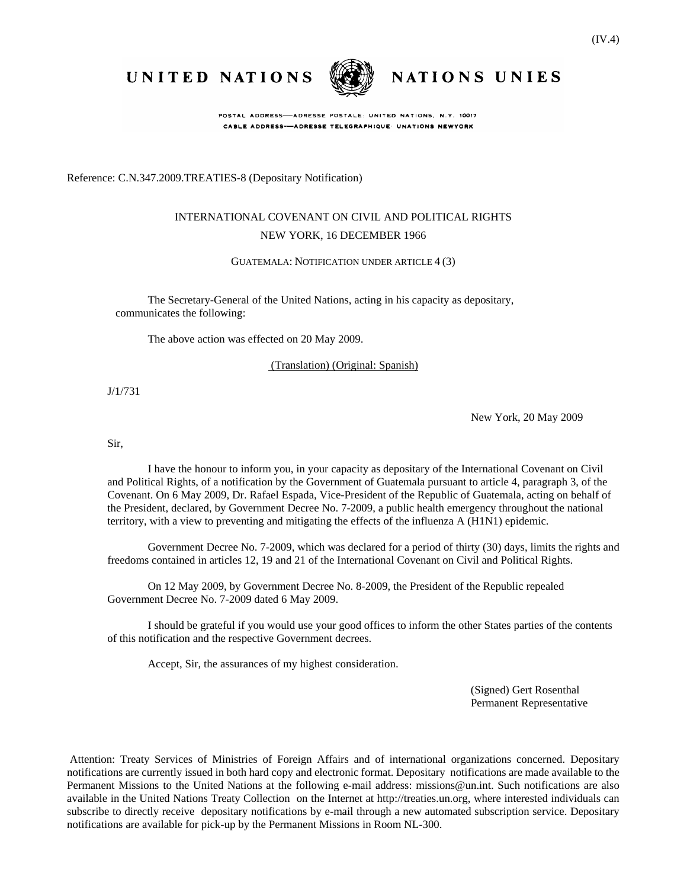(IV.4)

UNITED NATIONS NATIONS UNIES

POSTAL ADDRESS—ADRESSE POSTALE: UNITED NATIONS, N.Y. 10017
CABLE ADDRESS—ADRESSE TELEGRAPHIQUE: UNATIONS NEWYORK

Reference: C.N.347.2009.TREATIES-8 (Depositary Notification)

INTERNATIONAL COVENANT ON CIVIL AND POLITICAL RIGHTS
NEW YORK, 16 DECEMBER 1966

GUATEMALA: NOTIFICATION UNDER ARTICLE 4 (3)

The Secretary-General of the United Nations, acting in his capacity as depositary, communicates the following:

The above action was effected on 20 May 2009.

(Translation) (Original: Spanish)

J/1/731

New York, 20 May 2009

Sir,

I have the honour to inform you, in your capacity as depositary of the International Covenant on Civil and Political Rights, of a notification by the Government of Guatemala pursuant to article 4, paragraph 3, of the Covenant. On 6 May 2009, Dr. Rafael Espada, Vice-President of the Republic of Guatemala, acting on behalf of the President, declared, by Government Decree No. 7-2009, a public health emergency throughout the national territory, with a view to preventing and mitigating the effects of the influenza A (H1N1) epidemic.

Government Decree No. 7-2009, which was declared for a period of thirty (30) days, limits the rights and freedoms contained in articles 12, 19 and 21 of the International Covenant on Civil and Political Rights.

On 12 May 2009, by Government Decree No. 8-2009, the President of the Republic repealed Government Decree No. 7-2009 dated 6 May 2009.

I should be grateful if you would use your good offices to inform the other States parties of the contents of this notification and the respective Government decrees.

Accept, Sir, the assurances of my highest consideration.

(Signed) Gert Rosenthal
Permanent Representative

Attention: Treaty Services of Ministries of Foreign Affairs and of international organizations concerned. Depositary notifications are currently issued in both hard copy and electronic format. Depositary notifications are made available to the Permanent Missions to the United Nations at the following e-mail address: missions@un.int. Such notifications are also available in the United Nations Treaty Collection on the Internet at http://treaties.un.org, where interested individuals can subscribe to directly receive depositary notifications by e-mail through a new automated subscription service. Depositary notifications are available for pick-up by the Permanent Missions in Room NL-300.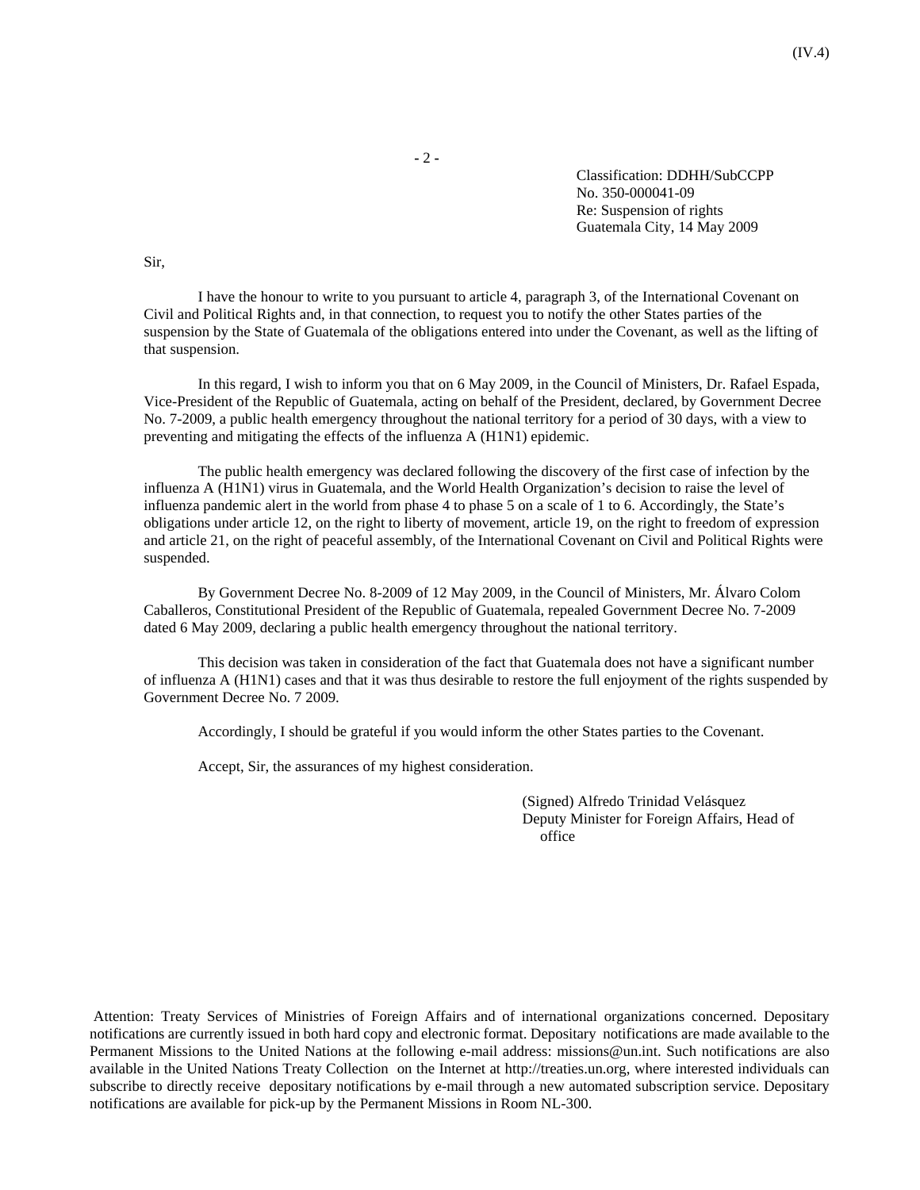Classification: DDHH/SubCCPP
No. 350-000041-09
Re: Suspension of rights
Guatemala City, 14 May 2009

Sir,

I have the honour to write to you pursuant to article 4, paragraph 3, of the International Covenant on Civil and Political Rights and, in that connection, to request you to notify the other States parties of the suspension by the State of Guatemala of the obligations entered into under the Covenant, as well as the lifting of that suspension.

In this regard, I wish to inform you that on 6 May 2009, in the Council of Ministers, Dr. Rafael Espada, Vice-President of the Republic of Guatemala, acting on behalf of the President, declared, by Government Decree No. 7-2009, a public health emergency throughout the national territory for a period of 30 days, with a view to preventing and mitigating the effects of the influenza A (H1N1) epidemic.

The public health emergency was declared following the discovery of the first case of infection by the influenza A (H1N1) virus in Guatemala, and the World Health Organization's decision to raise the level of influenza pandemic alert in the world from phase 4 to phase 5 on a scale of 1 to 6. Accordingly, the State's obligations under article 12, on the right to liberty of movement, article 19, on the right to freedom of expression and article 21, on the right of peaceful assembly, of the International Covenant on Civil and Political Rights were suspended.

By Government Decree No. 8-2009 of 12 May 2009, in the Council of Ministers, Mr. Álvaro Colom Caballeros, Constitutional President of the Republic of Guatemala, repealed Government Decree No. 7-2009 dated 6 May 2009, declaring a public health emergency throughout the national territory.

This decision was taken in consideration of the fact that Guatemala does not have a significant number of influenza A (H1N1) cases and that it was thus desirable to restore the full enjoyment of the rights suspended by Government Decree No. 7 2009.

Accordingly, I should be grateful if you would inform the other States parties to the Covenant.

Accept, Sir, the assurances of my highest consideration.

(Signed) Alfredo Trinidad Velásquez
Deputy Minister for Foreign Affairs, Head of office

Attention: Treaty Services of Ministries of Foreign Affairs and of international organizations concerned. Depositary notifications are currently issued in both hard copy and electronic format. Depositary notifications are made available to the Permanent Missions to the United Nations at the following e-mail address: missions@un.int. Such notifications are also available in the United Nations Treaty Collection on the Internet at http://treaties.un.org, where interested individuals can subscribe to directly receive depositary notifications by e-mail through a new automated subscription service. Depositary notifications are available for pick-up by the Permanent Missions in Room NL-300.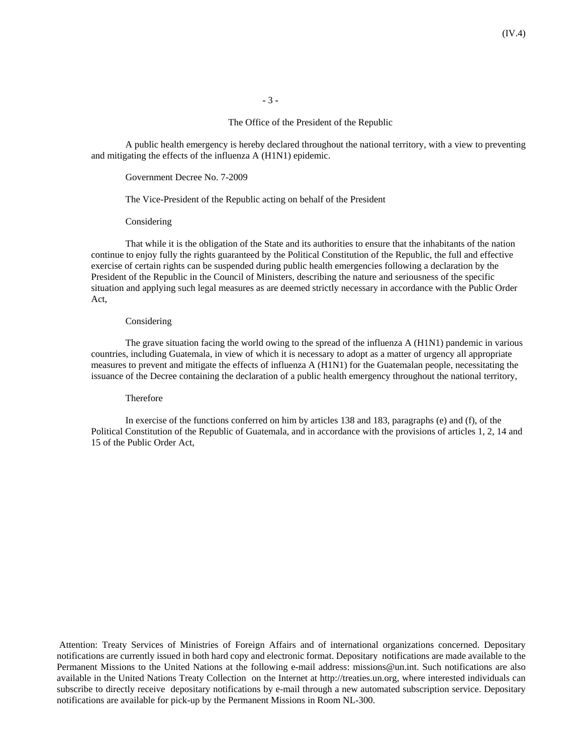The Office of the President of the Republic

A public health emergency is hereby declared throughout the national territory, with a view to preventing and mitigating the effects of the influenza A (H1N1) epidemic.

Government Decree No. 7-2009

The Vice-President of the Republic acting on behalf of the President

Considering

That while it is the obligation of the State and its authorities to ensure that the inhabitants of the nation continue to enjoy fully the rights guaranteed by the Political Constitution of the Republic, the full and effective exercise of certain rights can be suspended during public health emergencies following a declaration by the President of the Republic in the Council of Ministers, describing the nature and seriousness of the specific situation and applying such legal measures as are deemed strictly necessary in accordance with the Public Order Act,

Considering

The grave situation facing the world owing to the spread of the influenza A (H1N1) pandemic in various countries, including Guatemala, in view of which it is necessary to adopt as a matter of urgency all appropriate measures to prevent and mitigate the effects of influenza A (H1N1) for the Guatemalan people, necessitating the issuance of the Decree containing the declaration of a public health emergency throughout the national territory,

Therefore

In exercise of the functions conferred on him by articles 138 and 183, paragraphs (e) and (f), of the Political Constitution of the Republic of Guatemala, and in accordance with the provisions of articles 1, 2, 14 and 15 of the Public Order Act,

Attention: Treaty Services of Ministries of Foreign Affairs and of international organizations concerned. Depositary notifications are currently issued in both hard copy and electronic format. Depositary notifications are made available to the Permanent Missions to the United Nations at the following e-mail address: missions@un.int. Such notifications are also available in the United Nations Treaty Collection on the Internet at http://treaties.un.org, where interested individuals can subscribe to directly receive depositary notifications by e-mail through a new automated subscription service. Depositary notifications are available for pick-up by the Permanent Missions in Room NL-300.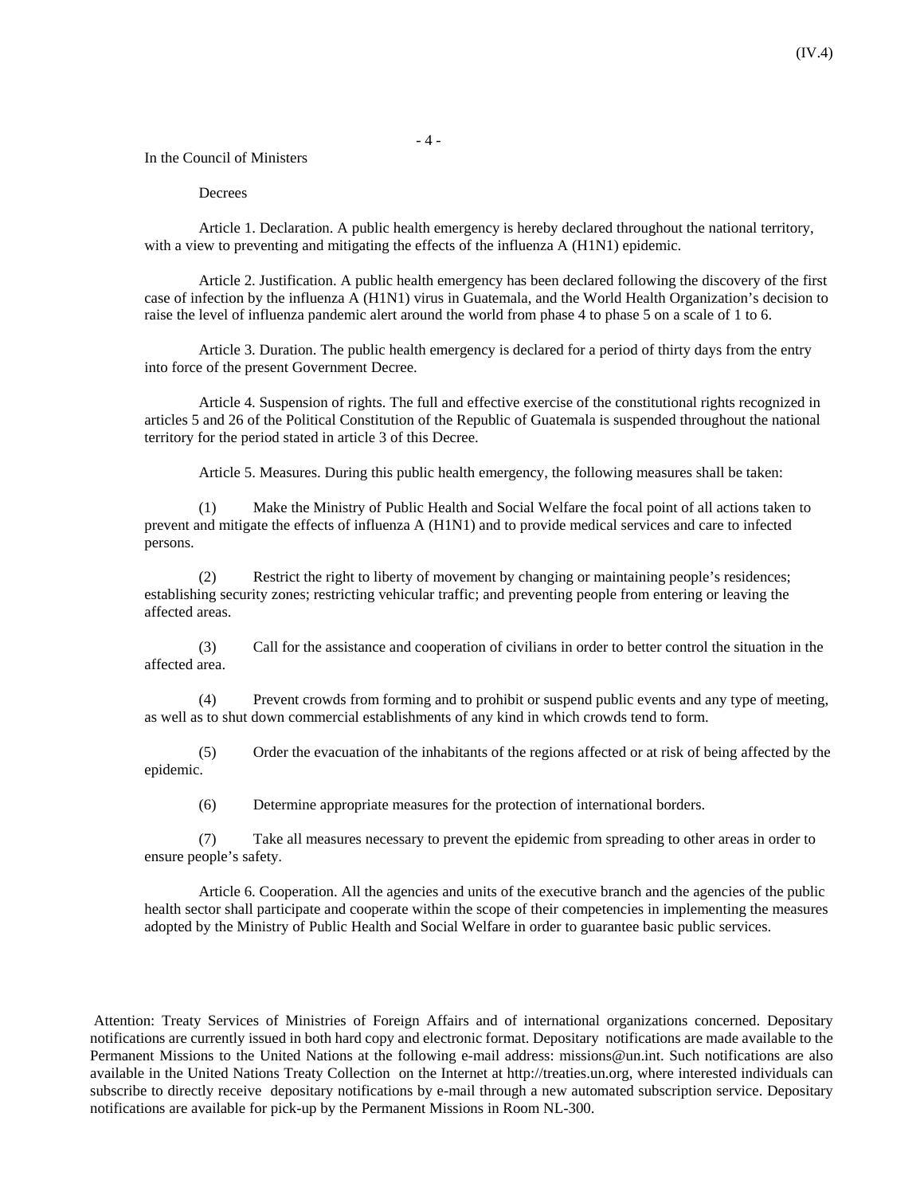In the Council of Ministers

Decrees

Article 1. Declaration. A public health emergency is hereby declared throughout the national territory, with a view to preventing and mitigating the effects of the influenza A (H1N1) epidemic.

Article 2. Justification. A public health emergency has been declared following the discovery of the first case of infection by the influenza A (H1N1) virus in Guatemala, and the World Health Organization's decision to raise the level of influenza pandemic alert around the world from phase 4 to phase 5 on a scale of 1 to 6.

Article 3. Duration. The public health emergency is declared for a period of thirty days from the entry into force of the present Government Decree.

Article 4. Suspension of rights. The full and effective exercise of the constitutional rights recognized in articles 5 and 26 of the Political Constitution of the Republic of Guatemala is suspended throughout the national territory for the period stated in article 3 of this Decree.

Article 5. Measures. During this public health emergency, the following measures shall be taken:

(1) Make the Ministry of Public Health and Social Welfare the focal point of all actions taken to prevent and mitigate the effects of influenza A (H1N1) and to provide medical services and care to infected persons.

(2) Restrict the right to liberty of movement by changing or maintaining people's residences; establishing security zones; restricting vehicular traffic; and preventing people from entering or leaving the affected areas.

(3) Call for the assistance and cooperation of civilians in order to better control the situation in the affected area.

(4) Prevent crowds from forming and to prohibit or suspend public events and any type of meeting, as well as to shut down commercial establishments of any kind in which crowds tend to form.

(5) Order the evacuation of the inhabitants of the regions affected or at risk of being affected by the epidemic.

(6) Determine appropriate measures for the protection of international borders.

(7) Take all measures necessary to prevent the epidemic from spreading to other areas in order to ensure people's safety.

Article 6. Cooperation. All the agencies and units of the executive branch and the agencies of the public health sector shall participate and cooperate within the scope of their competencies in implementing the measures adopted by the Ministry of Public Health and Social Welfare in order to guarantee basic public services.

Attention: Treaty Services of Ministries of Foreign Affairs and of international organizations concerned. Depositary notifications are currently issued in both hard copy and electronic format. Depositary notifications are made available to the Permanent Missions to the United Nations at the following e-mail address: missions@un.int. Such notifications are also available in the United Nations Treaty Collection on the Internet at http://treaties.un.org, where interested individuals can subscribe to directly receive depositary notifications by e-mail through a new automated subscription service. Depositary notifications are available for pick-up by the Permanent Missions in Room NL-300.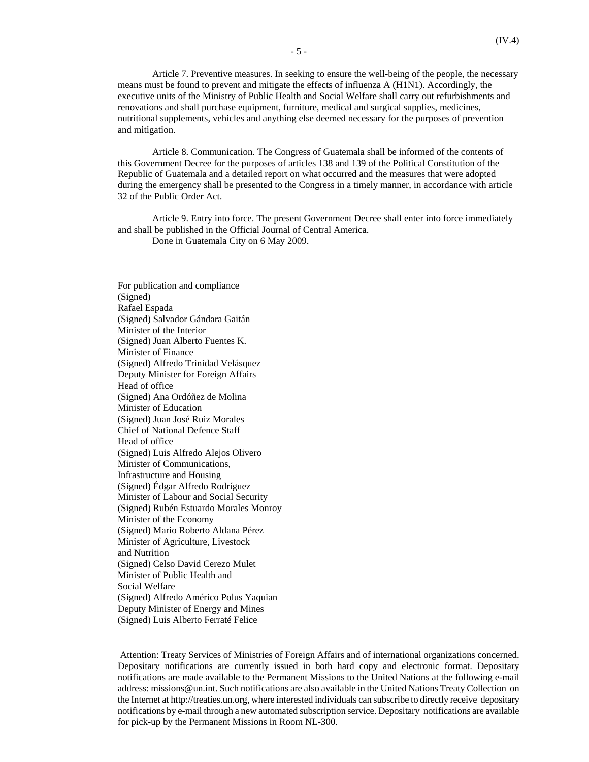Article 7. Preventive measures. In seeking to ensure the well-being of the people, the necessary means must be found to prevent and mitigate the effects of influenza A (H1N1). Accordingly, the executive units of the Ministry of Public Health and Social Welfare shall carry out refurbishments and renovations and shall purchase equipment, furniture, medical and surgical supplies, medicines, nutritional supplements, vehicles and anything else deemed necessary for the purposes of prevention and mitigation.

Article 8. Communication. The Congress of Guatemala shall be informed of the contents of this Government Decree for the purposes of articles 138 and 139 of the Political Constitution of the Republic of Guatemala and a detailed report on what occurred and the measures that were adopted during the emergency shall be presented to the Congress in a timely manner, in accordance with article 32 of the Public Order Act.

Article 9. Entry into force. The present Government Decree shall enter into force immediately and shall be published in the Official Journal of Central America.

Done in Guatemala City on 6 May 2009.

For publication and compliance
(Signed)
Rafael Espada
(Signed) Salvador Gándara Gaitán
Minister of the Interior
(Signed) Juan Alberto Fuentes K.
Minister of Finance
(Signed) Alfredo Trinidad Velásquez
Deputy Minister for Foreign Affairs
Head of office
(Signed) Ana Ordóñez de Molina
Minister of Education
(Signed) Juan José Ruiz Morales
Chief of National Defence Staff
Head of office
(Signed) Luis Alfredo Alejos Olivero
Minister of Communications,
Infrastructure and Housing
(Signed) Édgar Alfredo Rodríguez
Minister of Labour and Social Security
(Signed) Rubén Estuardo Morales Monroy
Minister of the Economy
(Signed) Mario Roberto Aldana Pérez
Minister of Agriculture, Livestock
and Nutrition
(Signed) Celso David Cerezo Mulet
Minister of Public Health and
Social Welfare
(Signed) Alfredo Américo Polus Yaquian
Deputy Minister of Energy and Mines
(Signed) Luis Alberto Ferraté Felice

Attention: Treaty Services of Ministries of Foreign Affairs and of international organizations concerned. Depositary notifications are currently issued in both hard copy and electronic format. Depositary notifications are made available to the Permanent Missions to the United Nations at the following e-mail address: missions@un.int. Such notifications are also available in the United Nations Treaty Collection on the Internet at http://treaties.un.org, where interested individuals can subscribe to directly receive depositary notifications by e-mail through a new automated subscription service. Depositary notifications are available for pick-up by the Permanent Missions in Room NL-300.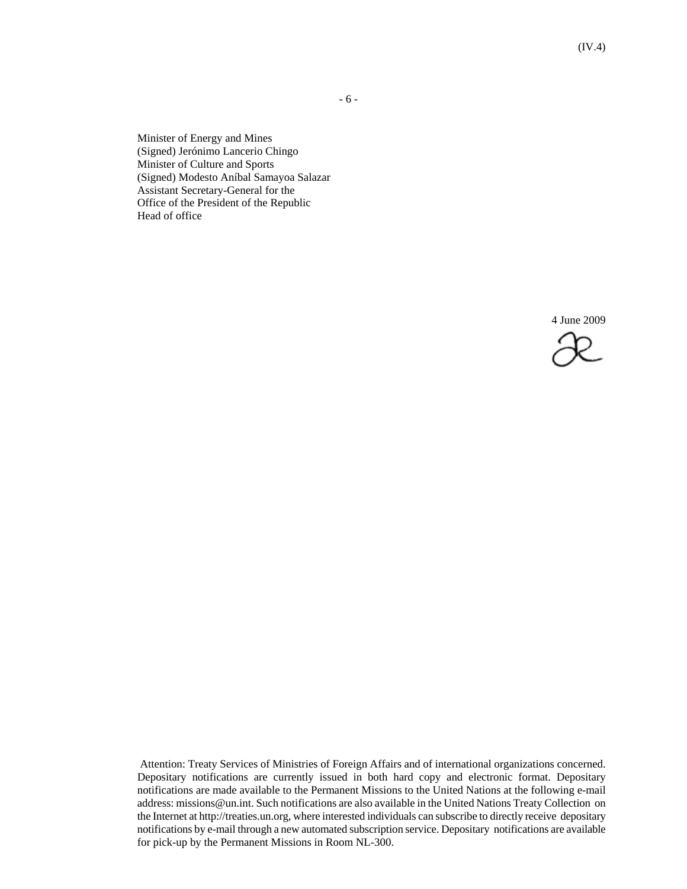Minister of Energy and Mines
(Signed) Jerónimo Lancerio Chingo
Minister of Culture and Sports
(Signed) Modesto Aníbal Samayoa Salazar
Assistant Secretary-General for the
Office of the President of the Republic
Head of office

4 June 2009

Attention: Treaty Services of Ministries of Foreign Affairs and of international organizations concerned. Depositary notifications are currently issued in both hard copy and electronic format. Depositary notifications are made available to the Permanent Missions to the United Nations at the following e-mail address: missions@un.int. Such notifications are also available in the United Nations Treaty Collection on the Internet at http://treaties.un.org, where interested individuals can subscribe to directly receive depositary notifications by e-mail through a new automated subscription service. Depositary notifications are available for pick-up by the Permanent Missions in Room NL-300.